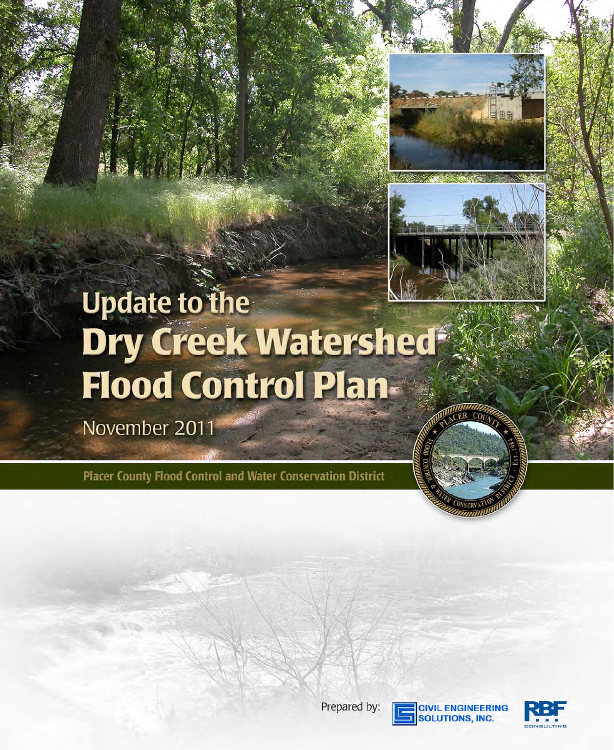# Update to the Dry Creek Watershed Flood Control Plan

November 2011

**Placer County Flood Control and Water Conservation District**

Prepared by: Civil Engineering Solutions, Inc. | RBF Consulting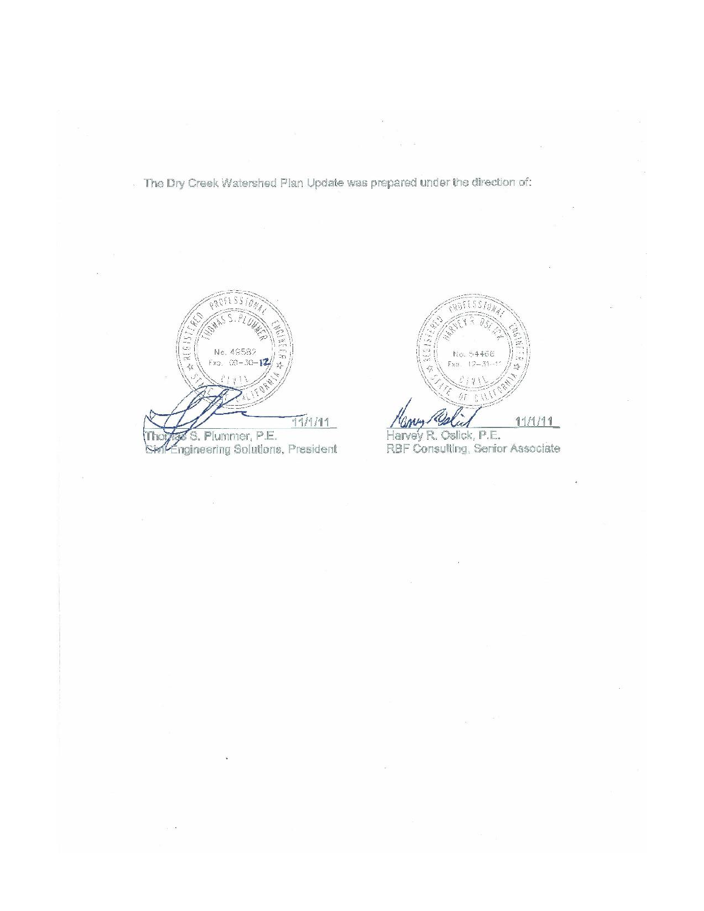The Dry Creek Watershed Plan Update was prepared under the direction of:

PROFESSIONAL ENGINEER
THOMAS S. PLUMMER
No. 49582
Exp. 09-30-12
CIVIL
REGISTERED
STATE OF CALIFORNIA

11/1/11

Thomas S. Plummer, P.E.
Civil Engineering Solutions, President

PROFESSIONAL ENGINEER
HARVEY R. OSLICK
No. 54468
Exp. 12-31-11
CIVIL
REGISTERED
STATE OF CALIFORNIA

11/1/11

Harvey R. Oslick, P.E.
RBF Consulting, Senior Associate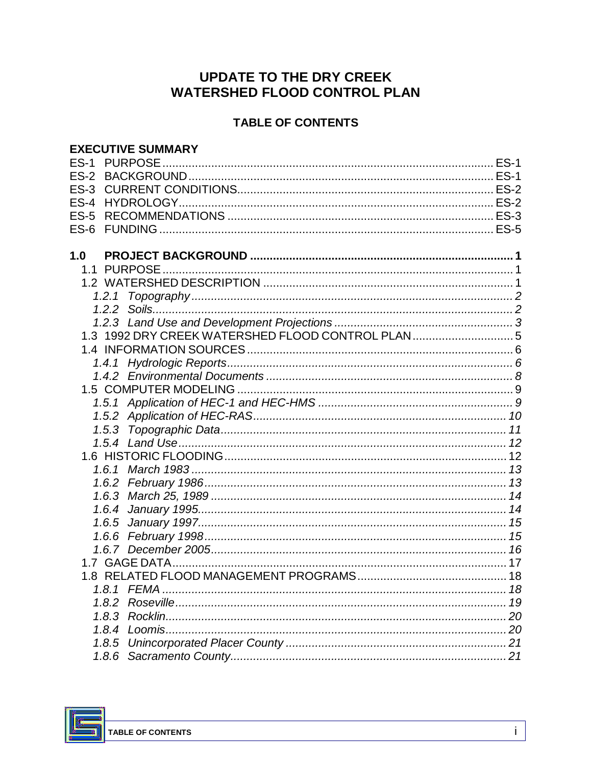# UPDATE TO THE DRY CREEK WATERSHED FLOOD CONTROL PLAN

## TABLE OF CONTENTS

**EXECUTIVE SUMMARY**

ES-1 PURPOSE ........ ES-1
ES-2 BACKGROUND ........ ES-1
ES-3 CURRENT CONDITIONS ........ ES-2
ES-4 HYDROLOGY ........ ES-2
ES-5 RECOMMENDATIONS ........ ES-3
ES-6 FUNDING ........ ES-5

**1.0 PROJECT BACKGROUND ........ 1**

1.1 PURPOSE ........ 1
1.2 WATERSHED DESCRIPTION ........ 1
*1.2.1 Topography ........ 2*
*1.2.2 Soils ........ 2*
*1.2.3 Land Use and Development Projections ........ 3*
1.3 1992 DRY CREEK WATERSHED FLOOD CONTROL PLAN ........ 5
1.4 INFORMATION SOURCES ........ 6
*1.4.1 Hydrologic Reports ........ 6*
*1.4.2 Environmental Documents ........ 8*
1.5 COMPUTER MODELING ........ 9
*1.5.1 Application of HEC-1 and HEC-HMS ........ 9*
*1.5.2 Application of HEC-RAS ........ 10*
*1.5.3 Topographic Data ........ 11*
*1.5.4 Land Use ........ 12*
1.6 HISTORIC FLOODING ........ 12
*1.6.1 March 1983 ........ 13*
*1.6.2 February 1986 ........ 13*
*1.6.3 March 25, 1989 ........ 14*
*1.6.4 January 1995 ........ 14*
*1.6.5 January 1997 ........ 15*
*1.6.6 February 1998 ........ 15*
*1.6.7 December 2005 ........ 16*
1.7 GAGE DATA ........ 17
1.8 RELATED FLOOD MANAGEMENT PROGRAMS ........ 18
*1.8.1 FEMA ........ 18*
*1.8.2 Roseville ........ 19*
*1.8.3 Rocklin ........ 20*
*1.8.4 Loomis ........ 20*
*1.8.5 Unincorporated Placer County ........ 21*
*1.8.6 Sacramento County ........ 21*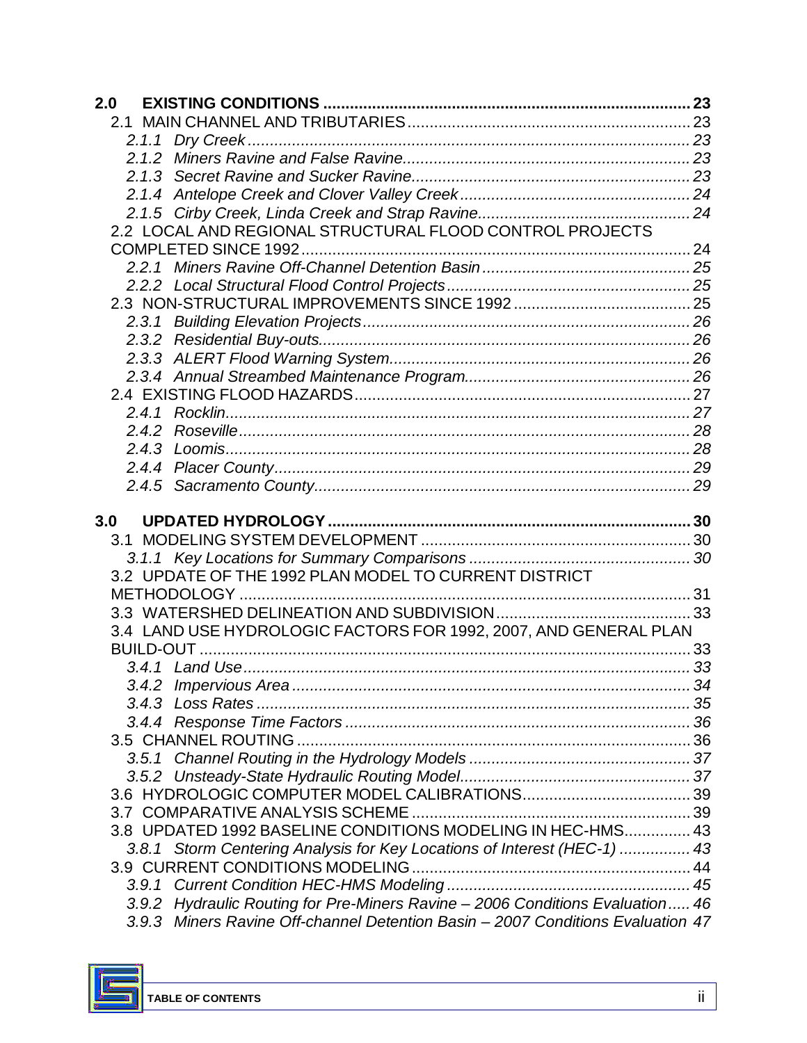**2.0 EXISTING CONDITIONS** ..... 23

2.1 MAIN CHANNEL AND TRIBUTARIES ..... 23

*2.1.1 Dry Creek* ..... 23

*2.1.2 Miners Ravine and False Ravine* ..... 23

*2.1.3 Secret Ravine and Sucker Ravine* ..... 23

*2.1.4 Antelope Creek and Clover Valley Creek* ..... 24

*2.1.5 Cirby Creek, Linda Creek and Strap Ravine* ..... 24

2.2 LOCAL AND REGIONAL STRUCTURAL FLOOD CONTROL PROJECTS COMPLETED SINCE 1992 ..... 24

*2.2.1 Miners Ravine Off-Channel Detention Basin* ..... 25

*2.2.2 Local Structural Flood Control Projects* ..... 25

2.3 NON-STRUCTURAL IMPROVEMENTS SINCE 1992 ..... 25

*2.3.1 Building Elevation Projects* ..... 26

*2.3.2 Residential Buy-outs* ..... 26

*2.3.3 ALERT Flood Warning System* ..... 26

*2.3.4 Annual Streambed Maintenance Program* ..... 26

2.4 EXISTING FLOOD HAZARDS ..... 27

*2.4.1 Rocklin* ..... 27

*2.4.2 Roseville* ..... 28

*2.4.3 Loomis* ..... 28

*2.4.4 Placer County* ..... 29

*2.4.5 Sacramento County* ..... 29

**3.0 UPDATED HYDROLOGY** ..... 30

3.1 MODELING SYSTEM DEVELOPMENT ..... 30

*3.1.1 Key Locations for Summary Comparisons* ..... 30

3.2 UPDATE OF THE 1992 PLAN MODEL TO CURRENT DISTRICT METHODOLOGY ..... 31

3.3 WATERSHED DELINEATION AND SUBDIVISION ..... 33

3.4 LAND USE HYDROLOGIC FACTORS FOR 1992, 2007, AND GENERAL PLAN BUILD-OUT ..... 33

*3.4.1 Land Use* ..... 33

*3.4.2 Impervious Area* ..... 34

*3.4.3 Loss Rates* ..... 35

*3.4.4 Response Time Factors* ..... 36

3.5 CHANNEL ROUTING ..... 36

*3.5.1 Channel Routing in the Hydrology Models* ..... 37

*3.5.2 Unsteady-State Hydraulic Routing Model* ..... 37

3.6 HYDROLOGIC COMPUTER MODEL CALIBRATIONS ..... 39

3.7 COMPARATIVE ANALYSIS SCHEME ..... 39

3.8 UPDATED 1992 BASELINE CONDITIONS MODELING IN HEC-HMS ..... 43

*3.8.1 Storm Centering Analysis for Key Locations of Interest (HEC-1)* ..... 43

3.9 CURRENT CONDITIONS MODELING ..... 44

*3.9.1 Current Condition HEC-HMS Modeling* ..... 45

*3.9.2 Hydraulic Routing for Pre-Miners Ravine – 2006 Conditions Evaluation* ..... 46

*3.9.3 Miners Ravine Off-channel Detention Basin – 2007 Conditions Evaluation* 47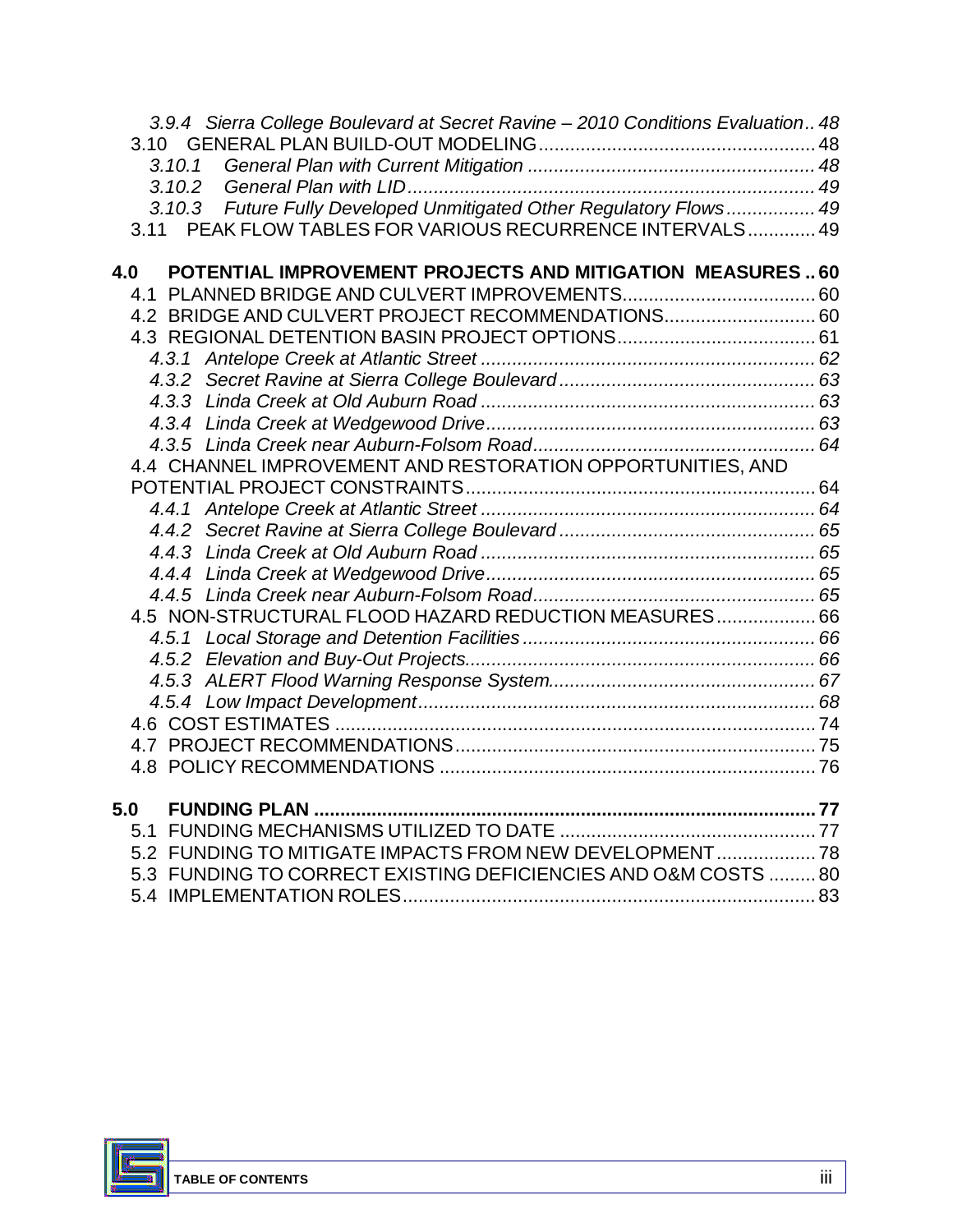*3.9.4 Sierra College Boulevard at Secret Ravine – 2010 Conditions Evaluation .. 48*

3.10 GENERAL PLAN BUILD-OUT MODELING ........................................................ 48

*3.10.1 General Plan with Current Mitigation ........................................................ 48*

*3.10.2 General Plan with LID ................................................................................ 49*

*3.10.3 Future Fully Developed Unmitigated Other Regulatory Flows ................. 49*

3.11 PEAK FLOW TABLES FOR VARIOUS RECURRENCE INTERVALS ............. 49

**4.0 POTENTIAL IMPROVEMENT PROJECTS AND MITIGATION MEASURES .. 60**

4.1 PLANNED BRIDGE AND CULVERT IMPROVEMENTS ..................................... 60

4.2 BRIDGE AND CULVERT PROJECT RECOMMENDATIONS ............................. 60

4.3 REGIONAL DETENTION BASIN PROJECT OPTIONS ...................................... 61

*4.3.1 Antelope Creek at Atlantic Street ................................................................ 62*

*4.3.2 Secret Ravine at Sierra College Boulevard ................................................. 63*

*4.3.3 Linda Creek at Old Auburn Road ................................................................ 63*

*4.3.4 Linda Creek at Wedgewood Drive ............................................................... 63*

*4.3.5 Linda Creek near Auburn-Folsom Road ...................................................... 64*

4.4 CHANNEL IMPROVEMENT AND RESTORATION OPPORTUNITIES, AND POTENTIAL PROJECT CONSTRAINTS ................................................................... 64

*4.4.1 Antelope Creek at Atlantic Street ................................................................ 64*

*4.4.2 Secret Ravine at Sierra College Boulevard ................................................. 65*

*4.4.3 Linda Creek at Old Auburn Road ................................................................ 65*

*4.4.4 Linda Creek at Wedgewood Drive ............................................................... 65*

*4.4.5 Linda Creek near Auburn-Folsom Road ...................................................... 65*

4.5 NON-STRUCTURAL FLOOD HAZARD REDUCTION MEASURES ................... 66

*4.5.1 Local Storage and Detention Facilities ........................................................ 66*

*4.5.2 Elevation and Buy-Out Projects ................................................................... 66*

*4.5.3 ALERT Flood Warning Response System ................................................... 67*

*4.5.4 Low Impact Development ............................................................................ 68*

4.6 COST ESTIMATES .......................................................................................... 74

4.7 PROJECT RECOMMENDATIONS .................................................................... 75

4.8 POLICY RECOMMENDATIONS ....................................................................... 76

**5.0 FUNDING PLAN ................................................................................................ 77**

5.1 FUNDING MECHANISMS UTILIZED TO DATE ................................................. 77

5.2 FUNDING TO MITIGATE IMPACTS FROM NEW DEVELOPMENT ................... 78

5.3 FUNDING TO CORRECT EXISTING DEFICIENCIES AND O&M COSTS ......... 80

5.4 IMPLEMENTATION ROLES ............................................................................... 83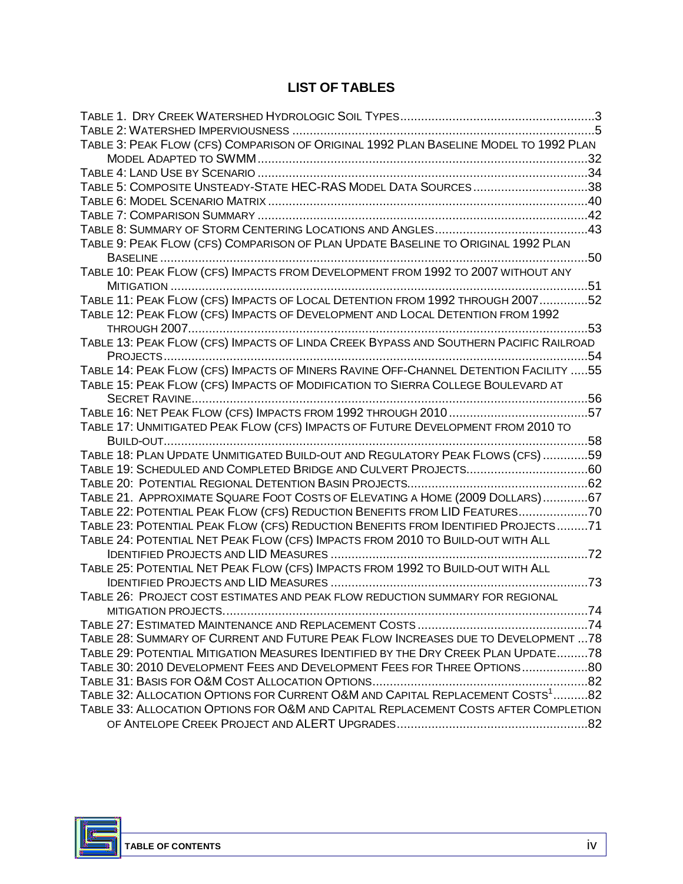# LIST OF TABLES

TABLE 1. DRY CREEK WATERSHED HYDROLOGIC SOIL TYPES ........ 3
TABLE 2: WATERSHED IMPERVIOUSNESS ........ 5
TABLE 3: PEAK FLOW (CFS) COMPARISON OF ORIGINAL 1992 PLAN BASELINE MODEL TO 1992 PLAN MODEL ADAPTED TO SWMM ........ 32
TABLE 4: LAND USE BY SCENARIO ........ 34
TABLE 5: COMPOSITE UNSTEADY-STATE HEC-RAS MODEL DATA SOURCES ........ 38
TABLE 6: MODEL SCENARIO MATRIX ........ 40
TABLE 7: COMPARISON SUMMARY ........ 42
TABLE 8: SUMMARY OF STORM CENTERING LOCATIONS AND ANGLES ........ 43
TABLE 9: PEAK FLOW (CFS) COMPARISON OF PLAN UPDATE BASELINE TO ORIGINAL 1992 PLAN BASELINE ........ 50
TABLE 10: PEAK FLOW (CFS) IMPACTS FROM DEVELOPMENT FROM 1992 TO 2007 WITHOUT ANY MITIGATION ........ 51
TABLE 11: PEAK FLOW (CFS) IMPACTS OF LOCAL DETENTION FROM 1992 THROUGH 2007 ........ 52
TABLE 12: PEAK FLOW (CFS) IMPACTS OF DEVELOPMENT AND LOCAL DETENTION FROM 1992 THROUGH 2007 ........ 53
TABLE 13: PEAK FLOW (CFS) IMPACTS OF LINDA CREEK BYPASS AND SOUTHERN PACIFIC RAILROAD PROJECTS ........ 54
TABLE 14: PEAK FLOW (CFS) IMPACTS OF MINERS RAVINE OFF-CHANNEL DETENTION FACILITY ........ 55
TABLE 15: PEAK FLOW (CFS) IMPACTS OF MODIFICATION TO SIERRA COLLEGE BOULEVARD AT SECRET RAVINE ........ 56
TABLE 16: NET PEAK FLOW (CFS) IMPACTS FROM 1992 THROUGH 2010 ........ 57
TABLE 17: UNMITIGATED PEAK FLOW (CFS) IMPACTS OF FUTURE DEVELOPMENT FROM 2010 TO BUILD-OUT ........ 58
TABLE 18: PLAN UPDATE UNMITIGATED BUILD-OUT AND REGULATORY PEAK FLOWS (CFS) ........ 59
TABLE 19: SCHEDULED AND COMPLETED BRIDGE AND CULVERT PROJECTS ........ 60
TABLE 20: POTENTIAL REGIONAL DETENTION BASIN PROJECTS ........ 62
TABLE 21. APPROXIMATE SQUARE FOOT COSTS OF ELEVATING A HOME (2009 DOLLARS) ........ 67
TABLE 22: POTENTIAL PEAK FLOW (CFS) REDUCTION BENEFITS FROM LID FEATURES ........ 70
TABLE 23: POTENTIAL PEAK FLOW (CFS) REDUCTION BENEFITS FROM IDENTIFIED PROJECTS ........ 71
TABLE 24: POTENTIAL NET PEAK FLOW (CFS) IMPACTS FROM 2010 TO BUILD-OUT WITH ALL IDENTIFIED PROJECTS AND LID MEASURES ........ 72
TABLE 25: POTENTIAL NET PEAK FLOW (CFS) IMPACTS FROM 1992 TO BUILD-OUT WITH ALL IDENTIFIED PROJECTS AND LID MEASURES ........ 73
TABLE 26: PROJECT COST ESTIMATES AND PEAK FLOW REDUCTION SUMMARY FOR REGIONAL MITIGATION PROJECTS ........ 74
TABLE 27: ESTIMATED MAINTENANCE AND REPLACEMENT COSTS ........ 74
TABLE 28: SUMMARY OF CURRENT AND FUTURE PEAK FLOW INCREASES DUE TO DEVELOPMENT ........ 78
TABLE 29: POTENTIAL MITIGATION MEASURES IDENTIFIED BY THE DRY CREEK PLAN UPDATE ........ 78
TABLE 30: 2010 DEVELOPMENT FEES AND DEVELOPMENT FEES FOR THREE OPTIONS ........ 80
TABLE 31: BASIS FOR O&M COST ALLOCATION OPTIONS ........ 82
TABLE 32: ALLOCATION OPTIONS FOR CURRENT O&M AND CAPITAL REPLACEMENT COSTS[1] ........ 82
TABLE 33: ALLOCATION OPTIONS FOR O&M AND CAPITAL REPLACEMENT COSTS AFTER COMPLETION OF ANTELOPE CREEK PROJECT AND ALERT UPGRADES ........ 82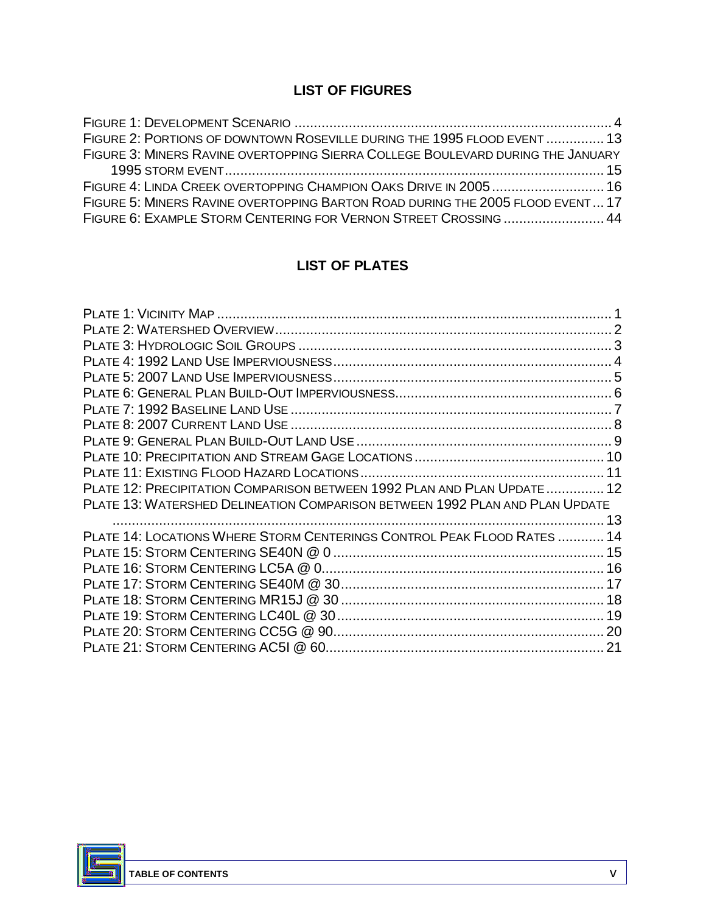## LIST OF FIGURES

Figure 1: Development Scenario ..... 4
Figure 2: Portions of downtown Roseville during the 1995 flood event ..... 13
Figure 3: Miners Ravine overtopping Sierra College Boulevard during the January 1995 storm event ..... 15
Figure 4: Linda Creek overtopping Champion Oaks Drive in 2005 ..... 16
Figure 5: Miners Ravine overtopping Barton Road during the 2005 flood event ..... 17
Figure 6: Example Storm Centering for Vernon Street Crossing ..... 44

## LIST OF PLATES

Plate 1: Vicinity Map ..... 1
Plate 2: Watershed Overview ..... 2
Plate 3: Hydrologic Soil Groups ..... 3
Plate 4: 1992 Land Use Imperviousness ..... 4
Plate 5: 2007 Land Use Imperviousness ..... 5
Plate 6: General Plan Build-Out Imperviousness ..... 6
Plate 7: 1992 Baseline Land Use ..... 7
Plate 8: 2007 Current Land Use ..... 8
Plate 9: General Plan Build-Out Land Use ..... 9
Plate 10: Precipitation and Stream Gage Locations ..... 10
Plate 11: Existing Flood Hazard Locations ..... 11
Plate 12: Precipitation Comparison between 1992 Plan and Plan Update ..... 12
Plate 13: Watershed Delineation Comparison between 1992 Plan and Plan Update ..... 13
Plate 14: Locations Where Storm Centerings Control Peak Flood Rates ..... 14
Plate 15: Storm Centering SE40N @ 0 ..... 15
Plate 16: Storm Centering LC5A @ 0 ..... 16
Plate 17: Storm Centering SE40M @ 30 ..... 17
Plate 18: Storm Centering MR15J @ 30 ..... 18
Plate 19: Storm Centering LC40L @ 30 ..... 19
Plate 20: Storm Centering CC5G @ 90 ..... 20
Plate 21: Storm Centering AC5I @ 60 ..... 21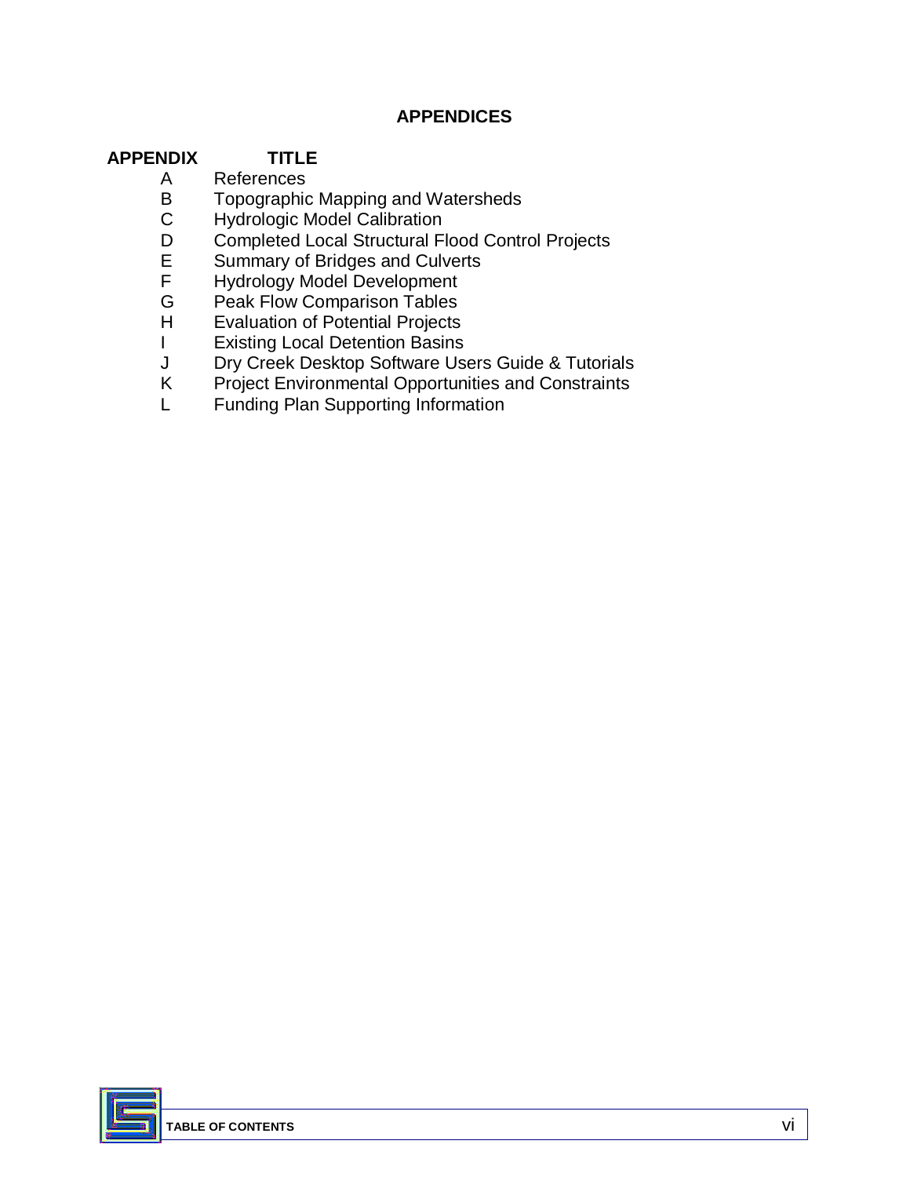## APPENDICES

| APPENDIX | TITLE |
|---|---|
| A | References |
| B | Topographic Mapping and Watersheds |
| C | Hydrologic Model Calibration |
| D | Completed Local Structural Flood Control Projects |
| E | Summary of Bridges and Culverts |
| F | Hydrology Model Development |
| G | Peak Flow Comparison Tables |
| H | Evaluation of Potential Projects |
| I | Existing Local Detention Basins |
| J | Dry Creek Desktop Software Users Guide & Tutorials |
| K | Project Environmental Opportunities and Constraints |
| L | Funding Plan Supporting Information |